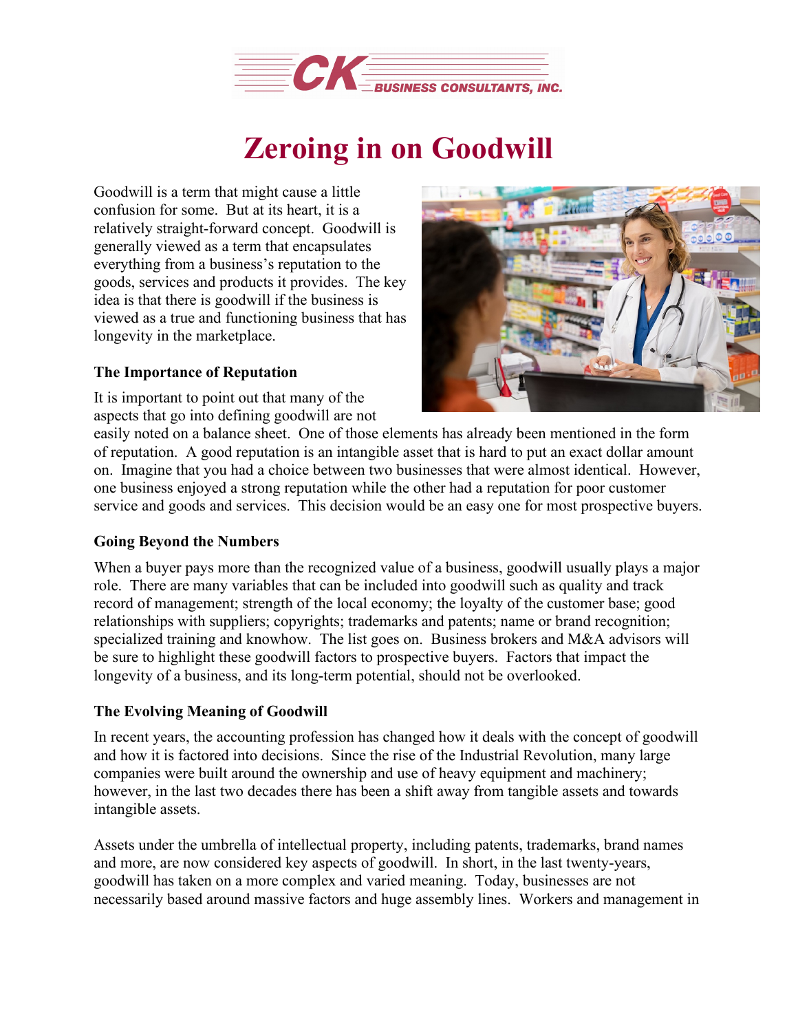# Zeroing in on Goodwill

Goodwill is a term that might cause a little confusion for some. But at its heart, it is a relatively straight-forward concept. Goodwill is generally viewed as a term that encapsulates everything from a business's reputation to the goods, services and products it provides. The key idea is that there is goodwill if the business is viewed as a true and functioning business that has longevity in the marketplace.

### The Importance of Reputation

It is important to point out that many of the aspects that go into defining goodwill are not easily noted on a balance sheet. One of those elements has already been mentioned in the form of reputation. A good reputation is an intangible asset that is hard to put an exact dollar amount on. Imagine that you had a choice between two businesses that were almost identical. However, one business enjoyed a strong reputation while the other had a reputation for poor customer service and goods and services. This decision would be an easy one for most prospective buyers.

### Going Beyond the Numbers

When a buyer pays more than the recognized value of a business, goodwill usually plays a major role. There are many variables that can be included into goodwill such as quality and track record of management; strength of the local economy; the loyalty of the customer base; good relationships with suppliers; copyrights; trademarks and patents; name or brand recognition; specialized training and knowhow. The list goes on. Business brokers and M&A advisors will be sure to highlight these goodwill factors to prospective buyers. Factors that impact the longevity of a business, and its long-term potential, should not be overlooked.

### The Evolving Meaning of Goodwill

In recent years, the accounting profession has changed how it deals with the concept of goodwill and how it is factored into decisions. Since the rise of the Industrial Revolution, many large companies were built around the ownership and use of heavy equipment and machinery; however, in the last two decades there has been a shift away from tangible assets and towards intangible assets.

Assets under the umbrella of intellectual property, including patents, trademarks, brand names and more, are now considered key aspects of goodwill. In short, in the last twenty-years, goodwill has taken on a more complex and varied meaning. Today, businesses are not necessarily based around massive factors and huge assembly lines. Workers and management in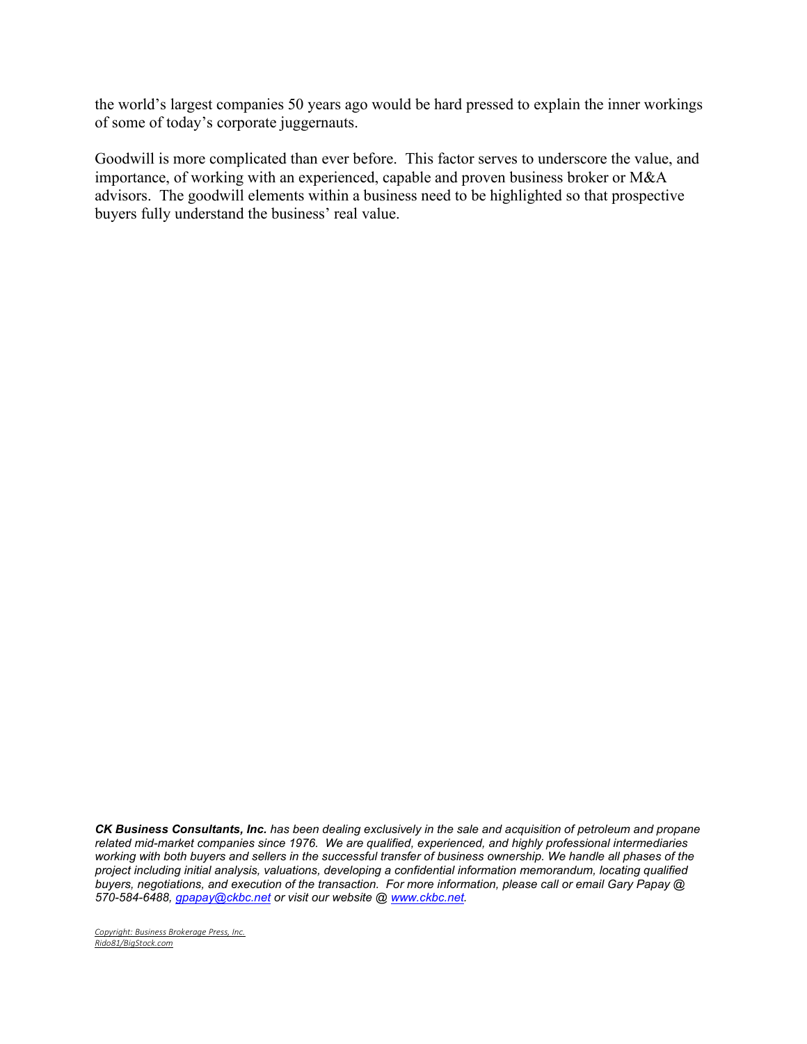the world's largest companies 50 years ago would be hard pressed to explain the inner workings of some of today's corporate juggernauts.

Goodwill is more complicated than ever before. This factor serves to underscore the value, and importance, of working with an experienced, capable and proven business broker or M&A advisors. The goodwill elements within a business need to be highlighted so that prospective buyers fully understand the business' real value.

***CK Business Consultants, Inc.** has been dealing exclusively in the sale and acquisition of petroleum and propane related mid-market companies since 1976. We are qualified, experienced, and highly professional intermediaries working with both buyers and sellers in the successful transfer of business ownership. We handle all phases of the project including initial analysis, valuations, developing a confidential information memorandum, locating qualified buyers, negotiations, and execution of the transaction. For more information, please call or email Gary Papay @ 570-584-6488, [gpapay@ckbc.net](mailto:gpapay@ckbc.net) or visit our website @ [www.ckbc.net](http://www.ckbc.net).*

*Copyright: Business Brokerage Press, Inc.*
*Rido81/BigStock.com*